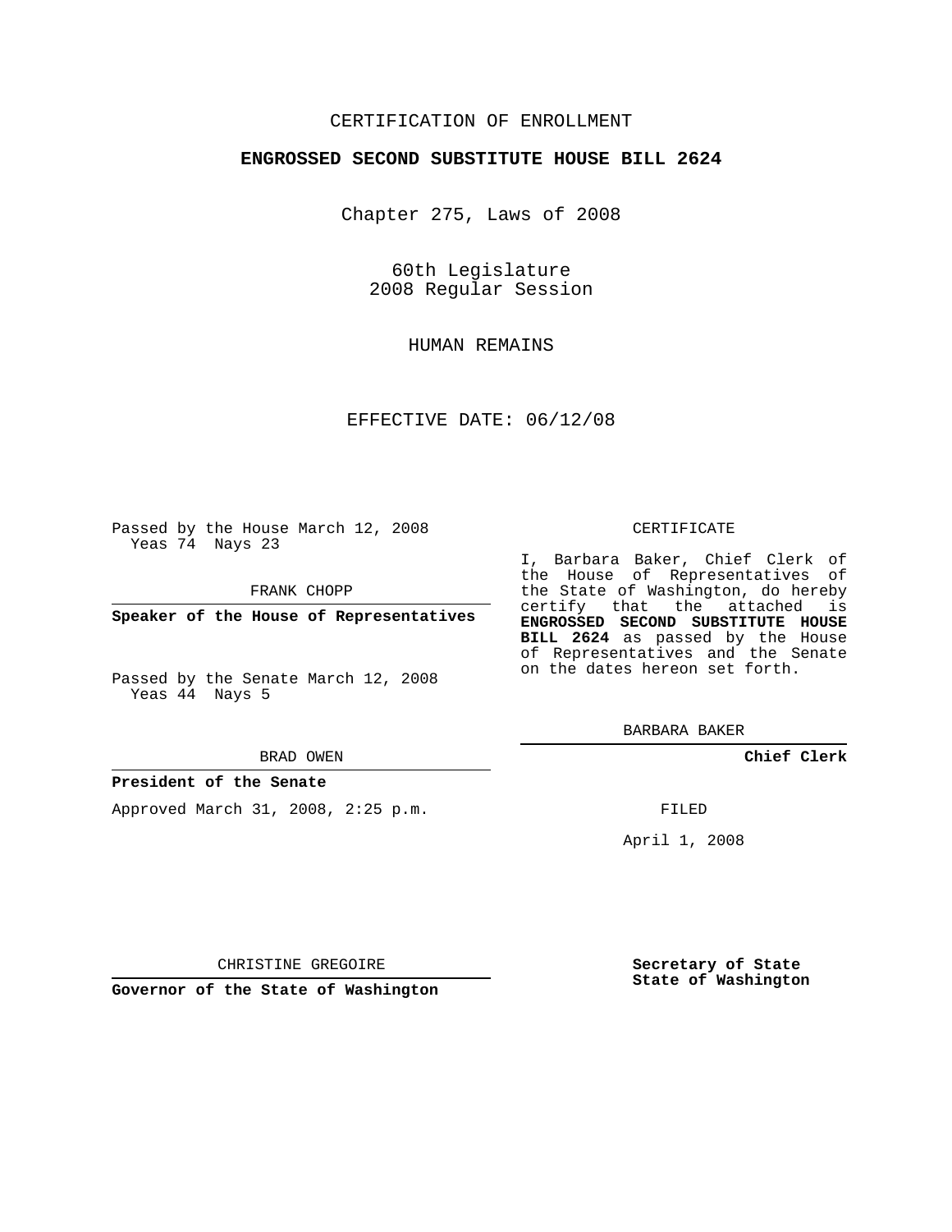CERTIFICATION OF ENROLLMENT

**ENGROSSED SECOND SUBSTITUTE HOUSE BILL 2624**

Chapter 275, Laws of 2008

60th Legislature
2008 Regular Session

HUMAN REMAINS

EFFECTIVE DATE: 06/12/08

Passed by the House March 12, 2008
Yeas 74 Nays 23

FRANK CHOPP

**Speaker of the House of Representatives**

Passed by the Senate March 12, 2008
Yeas 44 Nays 5

BRAD OWEN

**President of the Senate**

Approved March 31, 2008, 2:25 p.m.

CHRISTINE GREGOIRE

**Governor of the State of Washington**

CERTIFICATE

I, Barbara Baker, Chief Clerk of the House of Representatives of the State of Washington, do hereby certify that the attached is **ENGROSSED SECOND SUBSTITUTE HOUSE BILL 2624** as passed by the House of Representatives and the Senate on the dates hereon set forth.

BARBARA BAKER

**Chief Clerk**

FILED

April 1, 2008

**Secretary of State**
**State of Washington**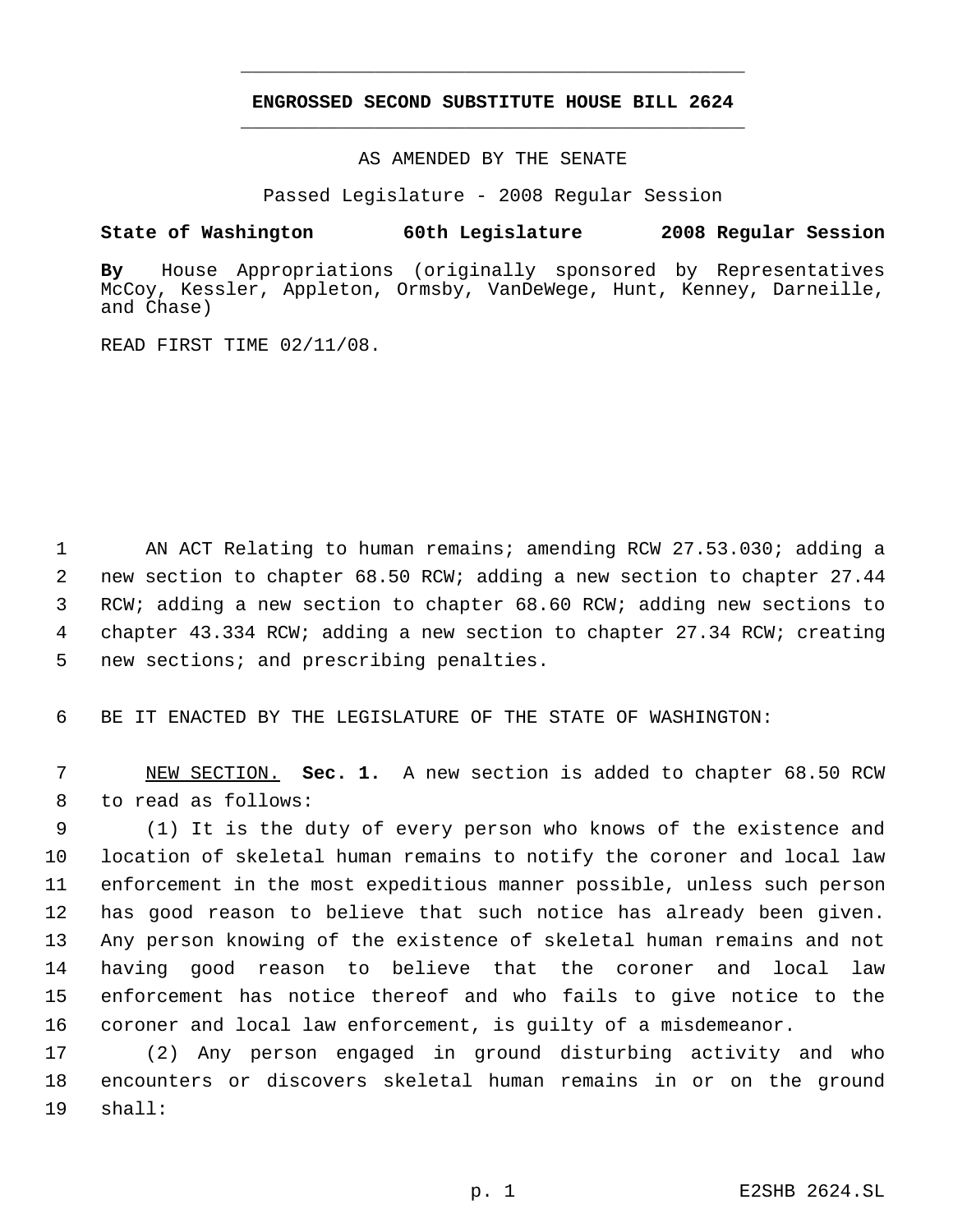# ENGROSSED SECOND SUBSTITUTE HOUSE BILL 2624

AS AMENDED BY THE SENATE

Passed Legislature - 2008 Regular Session

**State of Washington 60th Legislature 2008 Regular Session**

**By** House Appropriations (originally sponsored by Representatives McCoy, Kessler, Appleton, Ormsby, VanDeWege, Hunt, Kenney, Darneille, and Chase)

READ FIRST TIME 02/11/08.

AN ACT Relating to human remains; amending RCW 27.53.030; adding a new section to chapter 68.50 RCW; adding a new section to chapter 27.44 RCW; adding a new section to chapter 68.60 RCW; adding new sections to chapter 43.334 RCW; adding a new section to chapter 27.34 RCW; creating new sections; and prescribing penalties.

BE IT ENACTED BY THE LEGISLATURE OF THE STATE OF WASHINGTON:

NEW SECTION. **Sec. 1.** A new section is added to chapter 68.50 RCW to read as follows:

(1) It is the duty of every person who knows of the existence and location of skeletal human remains to notify the coroner and local law enforcement in the most expeditious manner possible, unless such person has good reason to believe that such notice has already been given. Any person knowing of the existence of skeletal human remains and not having good reason to believe that the coroner and local law enforcement has notice thereof and who fails to give notice to the coroner and local law enforcement, is guilty of a misdemeanor.

(2) Any person engaged in ground disturbing activity and who encounters or discovers skeletal human remains in or on the ground shall: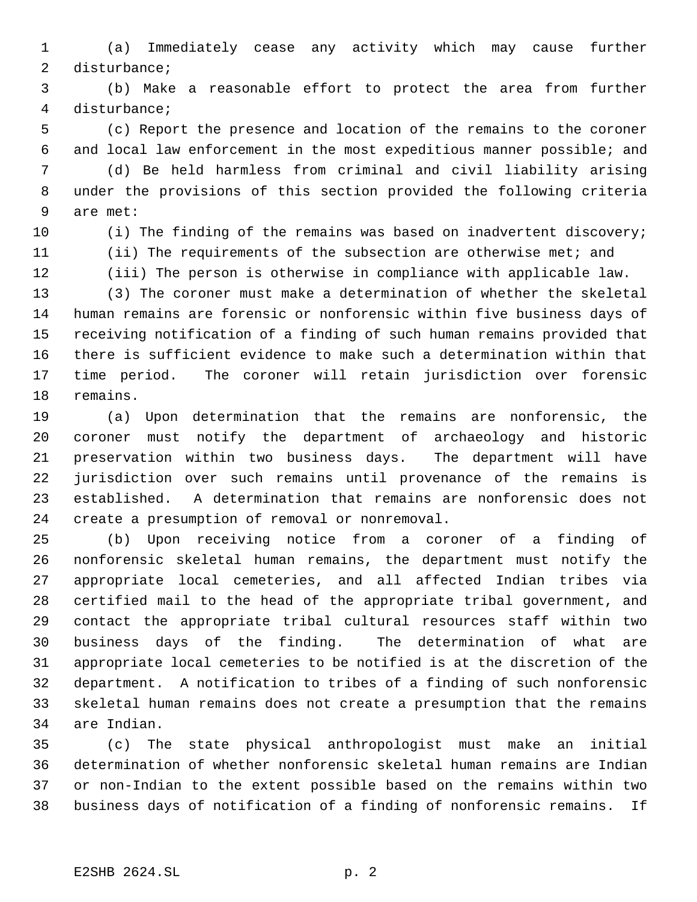(a) Immediately cease any activity which may cause further disturbance;

(b) Make a reasonable effort to protect the area from further disturbance;

(c) Report the presence and location of the remains to the coroner and local law enforcement in the most expeditious manner possible; and

(d) Be held harmless from criminal and civil liability arising under the provisions of this section provided the following criteria are met:

(i) The finding of the remains was based on inadvertent discovery;

(ii) The requirements of the subsection are otherwise met; and

(iii) The person is otherwise in compliance with applicable law.

(3) The coroner must make a determination of whether the skeletal human remains are forensic or nonforensic within five business days of receiving notification of a finding of such human remains provided that there is sufficient evidence to make such a determination within that time period. The coroner will retain jurisdiction over forensic remains.

(a) Upon determination that the remains are nonforensic, the coroner must notify the department of archaeology and historic preservation within two business days. The department will have jurisdiction over such remains until provenance of the remains is established. A determination that remains are nonforensic does not create a presumption of removal or nonremoval.

(b) Upon receiving notice from a coroner of a finding of nonforensic skeletal human remains, the department must notify the appropriate local cemeteries, and all affected Indian tribes via certified mail to the head of the appropriate tribal government, and contact the appropriate tribal cultural resources staff within two business days of the finding. The determination of what are appropriate local cemeteries to be notified is at the discretion of the department. A notification to tribes of a finding of such nonforensic skeletal human remains does not create a presumption that the remains are Indian.

(c) The state physical anthropologist must make an initial determination of whether nonforensic skeletal human remains are Indian or non-Indian to the extent possible based on the remains within two business days of notification of a finding of nonforensic remains. If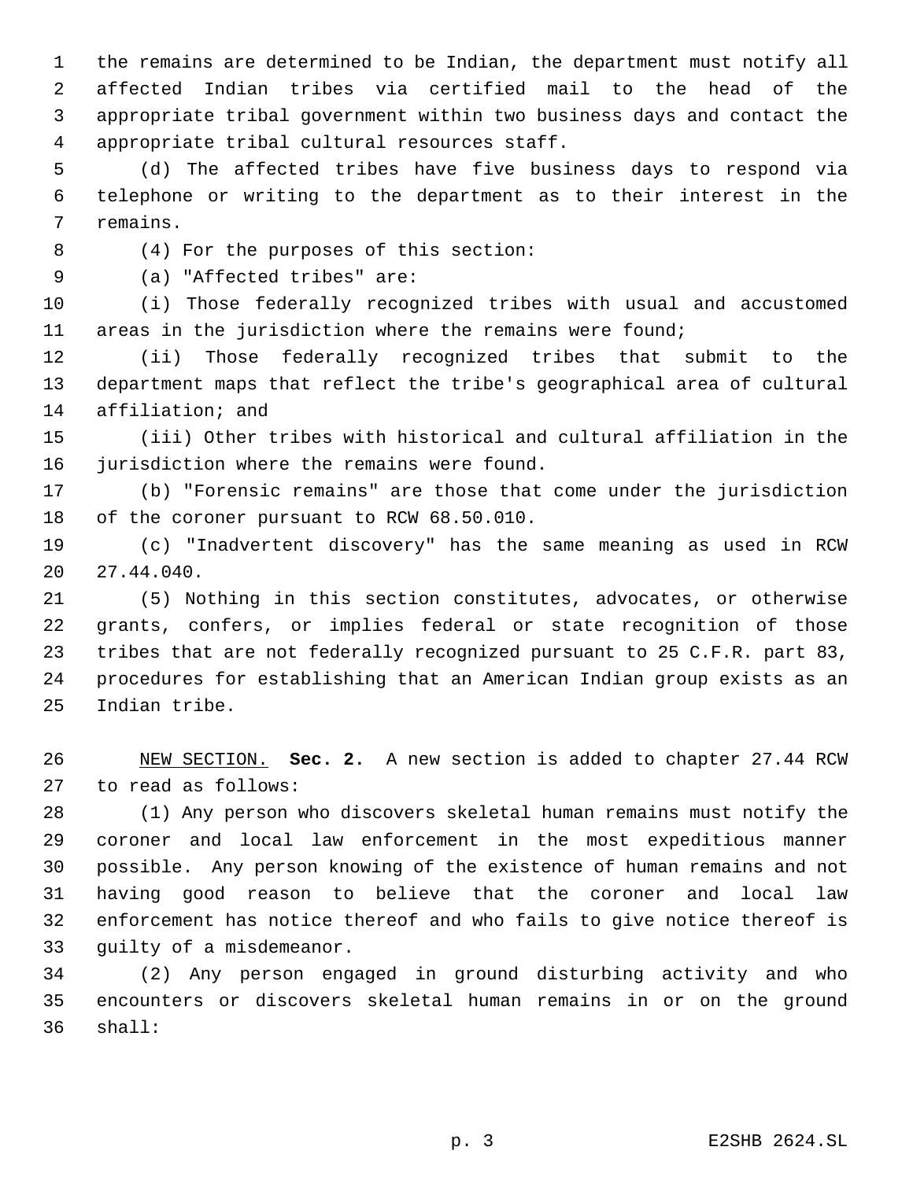the remains are determined to be Indian, the department must notify all affected Indian tribes via certified mail to the head of the appropriate tribal government within two business days and contact the appropriate tribal cultural resources staff.

(d) The affected tribes have five business days to respond via telephone or writing to the department as to their interest in the remains.

(4) For the purposes of this section:

(a) "Affected tribes" are:

(i) Those federally recognized tribes with usual and accustomed areas in the jurisdiction where the remains were found;

(ii) Those federally recognized tribes that submit to the department maps that reflect the tribe's geographical area of cultural affiliation; and

(iii) Other tribes with historical and cultural affiliation in the jurisdiction where the remains were found.

(b) "Forensic remains" are those that come under the jurisdiction of the coroner pursuant to RCW 68.50.010.

(c) "Inadvertent discovery" has the same meaning as used in RCW 27.44.040.

(5) Nothing in this section constitutes, advocates, or otherwise grants, confers, or implies federal or state recognition of those tribes that are not federally recognized pursuant to 25 C.F.R. part 83, procedures for establishing that an American Indian group exists as an Indian tribe.

NEW SECTION. **Sec. 2.** A new section is added to chapter 27.44 RCW to read as follows:

(1) Any person who discovers skeletal human remains must notify the coroner and local law enforcement in the most expeditious manner possible. Any person knowing of the existence of human remains and not having good reason to believe that the coroner and local law enforcement has notice thereof and who fails to give notice thereof is guilty of a misdemeanor.

(2) Any person engaged in ground disturbing activity and who encounters or discovers skeletal human remains in or on the ground shall: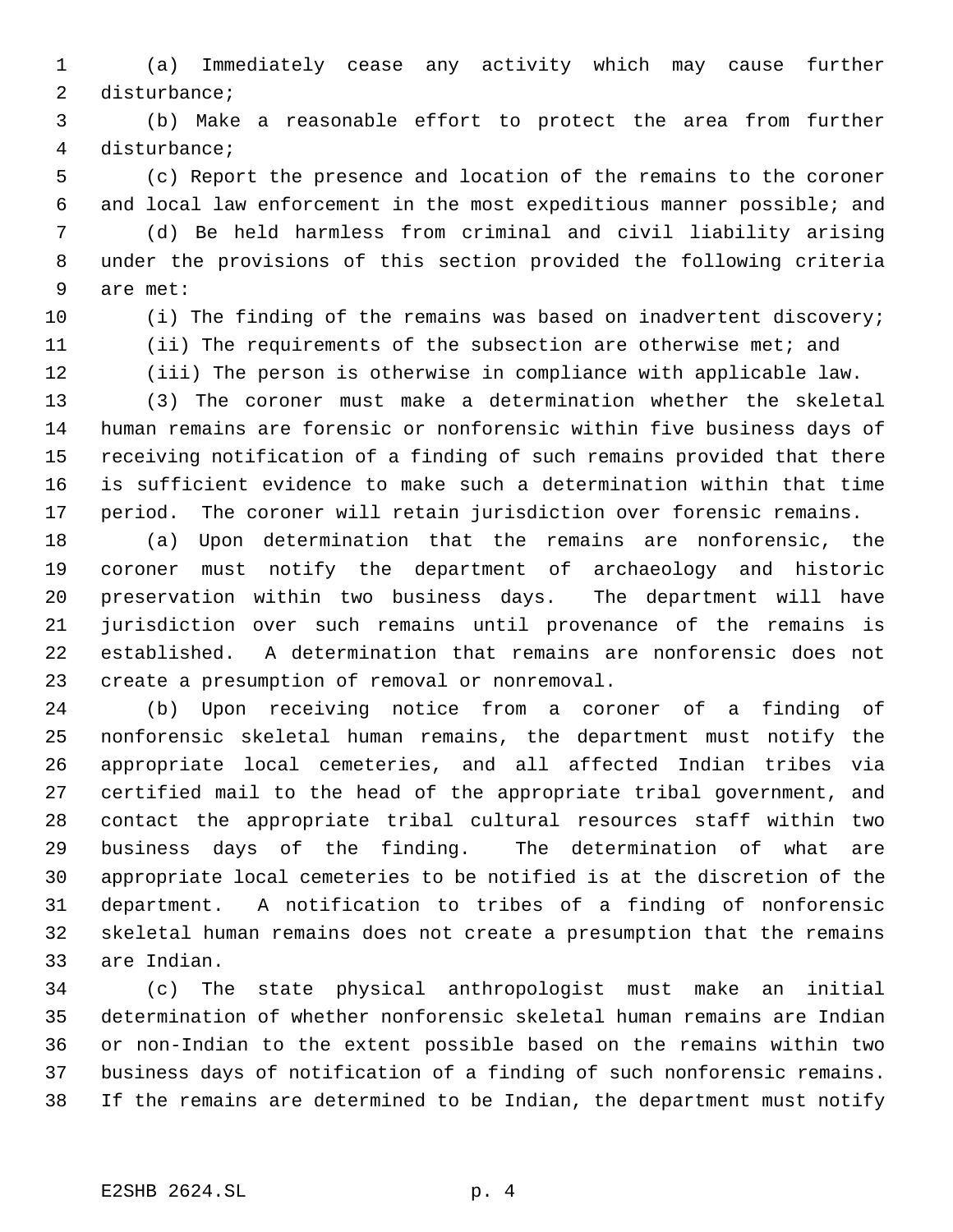(a) Immediately cease any activity which may cause further disturbance;

(b) Make a reasonable effort to protect the area from further disturbance;

(c) Report the presence and location of the remains to the coroner and local law enforcement in the most expeditious manner possible; and

(d) Be held harmless from criminal and civil liability arising under the provisions of this section provided the following criteria are met:

(i) The finding of the remains was based on inadvertent discovery;

(ii) The requirements of the subsection are otherwise met; and

(iii) The person is otherwise in compliance with applicable law.

(3) The coroner must make a determination whether the skeletal human remains are forensic or nonforensic within five business days of receiving notification of a finding of such remains provided that there is sufficient evidence to make such a determination within that time period. The coroner will retain jurisdiction over forensic remains.

(a) Upon determination that the remains are nonforensic, the coroner must notify the department of archaeology and historic preservation within two business days. The department will have jurisdiction over such remains until provenance of the remains is established. A determination that remains are nonforensic does not create a presumption of removal or nonremoval.

(b) Upon receiving notice from a coroner of a finding of nonforensic skeletal human remains, the department must notify the appropriate local cemeteries, and all affected Indian tribes via certified mail to the head of the appropriate tribal government, and contact the appropriate tribal cultural resources staff within two business days of the finding. The determination of what are appropriate local cemeteries to be notified is at the discretion of the department. A notification to tribes of a finding of nonforensic skeletal human remains does not create a presumption that the remains are Indian.

(c) The state physical anthropologist must make an initial determination of whether nonforensic skeletal human remains are Indian or non-Indian to the extent possible based on the remains within two business days of notification of a finding of such nonforensic remains. If the remains are determined to be Indian, the department must notify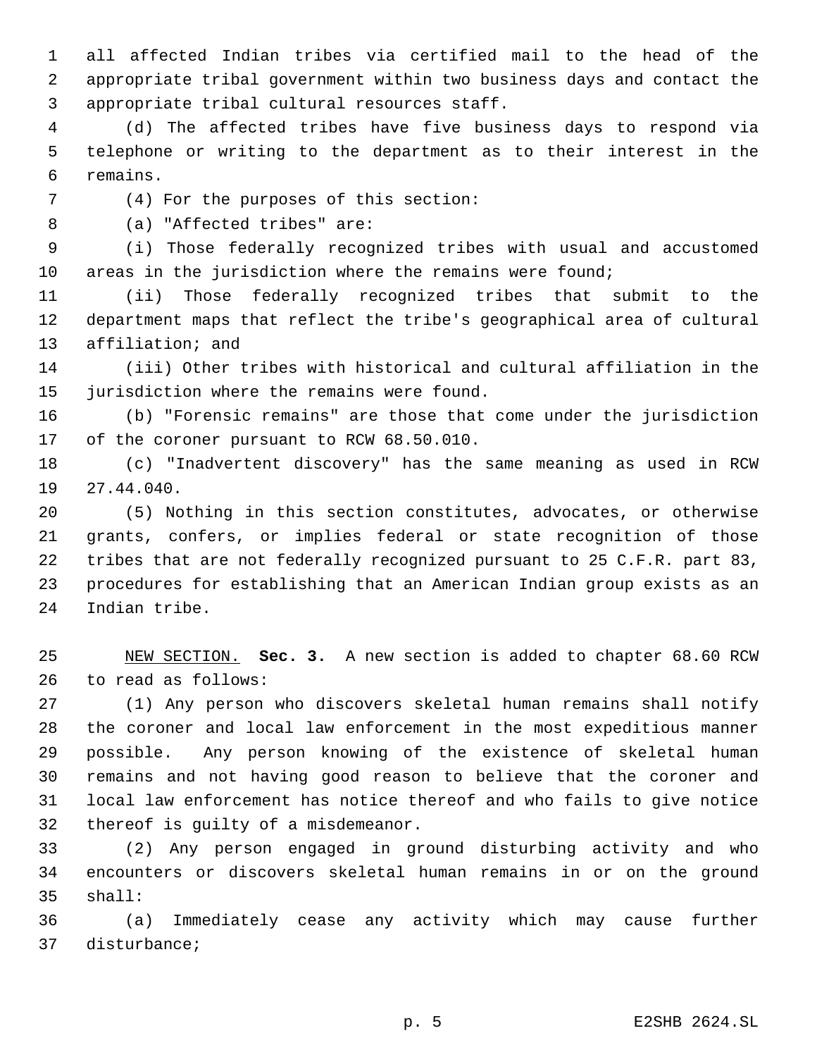all affected Indian tribes via certified mail to the head of the appropriate tribal government within two business days and contact the appropriate tribal cultural resources staff.

(d) The affected tribes have five business days to respond via telephone or writing to the department as to their interest in the remains.

(4) For the purposes of this section:

(a) "Affected tribes" are:

(i) Those federally recognized tribes with usual and accustomed areas in the jurisdiction where the remains were found;

(ii) Those federally recognized tribes that submit to the department maps that reflect the tribe's geographical area of cultural affiliation; and

(iii) Other tribes with historical and cultural affiliation in the jurisdiction where the remains were found.

(b) "Forensic remains" are those that come under the jurisdiction of the coroner pursuant to RCW 68.50.010.

(c) "Inadvertent discovery" has the same meaning as used in RCW 27.44.040.

(5) Nothing in this section constitutes, advocates, or otherwise grants, confers, or implies federal or state recognition of those tribes that are not federally recognized pursuant to 25 C.F.R. part 83, procedures for establishing that an American Indian group exists as an Indian tribe.

NEW SECTION. **Sec. 3.** A new section is added to chapter 68.60 RCW to read as follows:

(1) Any person who discovers skeletal human remains shall notify the coroner and local law enforcement in the most expeditious manner possible. Any person knowing of the existence of skeletal human remains and not having good reason to believe that the coroner and local law enforcement has notice thereof and who fails to give notice thereof is guilty of a misdemeanor.

(2) Any person engaged in ground disturbing activity and who encounters or discovers skeletal human remains in or on the ground shall:

(a) Immediately cease any activity which may cause further disturbance;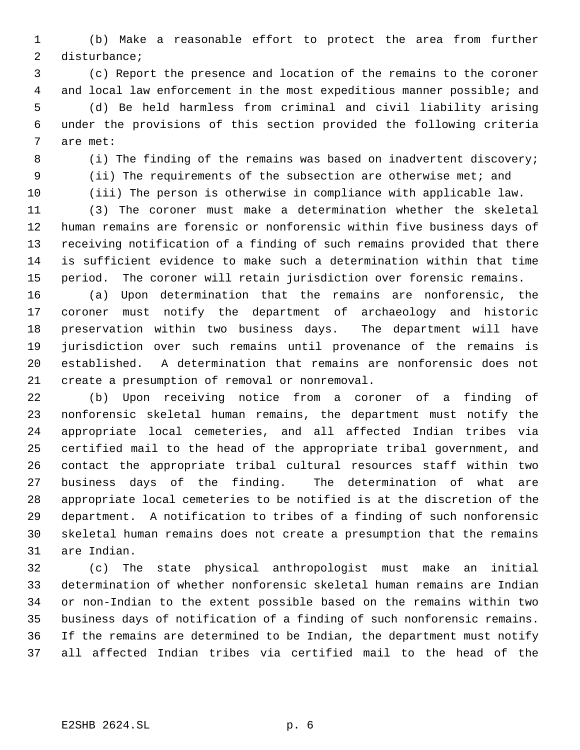(b) Make a reasonable effort to protect the area from further disturbance;

(c) Report the presence and location of the remains to the coroner and local law enforcement in the most expeditious manner possible; and

(d) Be held harmless from criminal and civil liability arising under the provisions of this section provided the following criteria are met:

(i) The finding of the remains was based on inadvertent discovery;

(ii) The requirements of the subsection are otherwise met; and

(iii) The person is otherwise in compliance with applicable law.

(3) The coroner must make a determination whether the skeletal human remains are forensic or nonforensic within five business days of receiving notification of a finding of such remains provided that there is sufficient evidence to make such a determination within that time period. The coroner will retain jurisdiction over forensic remains.

(a) Upon determination that the remains are nonforensic, the coroner must notify the department of archaeology and historic preservation within two business days. The department will have jurisdiction over such remains until provenance of the remains is established. A determination that remains are nonforensic does not create a presumption of removal or nonremoval.

(b) Upon receiving notice from a coroner of a finding of nonforensic skeletal human remains, the department must notify the appropriate local cemeteries, and all affected Indian tribes via certified mail to the head of the appropriate tribal government, and contact the appropriate tribal cultural resources staff within two business days of the finding. The determination of what are appropriate local cemeteries to be notified is at the discretion of the department. A notification to tribes of a finding of such nonforensic skeletal human remains does not create a presumption that the remains are Indian.

(c) The state physical anthropologist must make an initial determination of whether nonforensic skeletal human remains are Indian or non-Indian to the extent possible based on the remains within two business days of notification of a finding of such nonforensic remains. If the remains are determined to be Indian, the department must notify all affected Indian tribes via certified mail to the head of the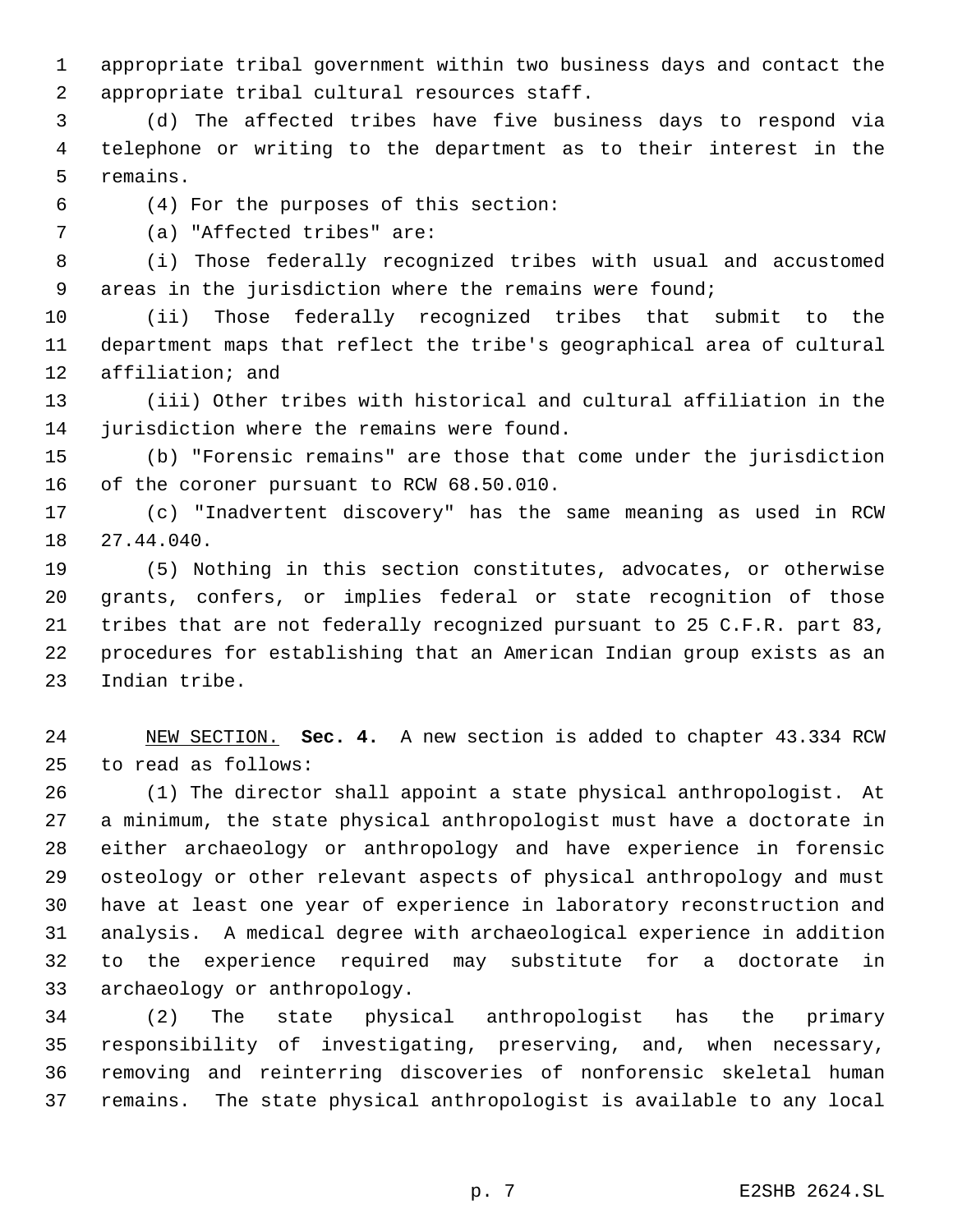appropriate tribal government within two business days and contact the appropriate tribal cultural resources staff.

(d) The affected tribes have five business days to respond via telephone or writing to the department as to their interest in the remains.

(4) For the purposes of this section:

(a) "Affected tribes" are:

(i) Those federally recognized tribes with usual and accustomed areas in the jurisdiction where the remains were found;

(ii) Those federally recognized tribes that submit to the department maps that reflect the tribe's geographical area of cultural affiliation; and

(iii) Other tribes with historical and cultural affiliation in the jurisdiction where the remains were found.

(b) "Forensic remains" are those that come under the jurisdiction of the coroner pursuant to RCW 68.50.010.

(c) "Inadvertent discovery" has the same meaning as used in RCW 27.44.040.

(5) Nothing in this section constitutes, advocates, or otherwise grants, confers, or implies federal or state recognition of those tribes that are not federally recognized pursuant to 25 C.F.R. part 83, procedures for establishing that an American Indian group exists as an Indian tribe.

NEW SECTION. **Sec. 4.** A new section is added to chapter 43.334 RCW to read as follows:

(1) The director shall appoint a state physical anthropologist. At a minimum, the state physical anthropologist must have a doctorate in either archaeology or anthropology and have experience in forensic osteology or other relevant aspects of physical anthropology and must have at least one year of experience in laboratory reconstruction and analysis. A medical degree with archaeological experience in addition to the experience required may substitute for a doctorate in archaeology or anthropology.

(2) The state physical anthropologist has the primary responsibility of investigating, preserving, and, when necessary, removing and reinterring discoveries of nonforensic skeletal human remains. The state physical anthropologist is available to any local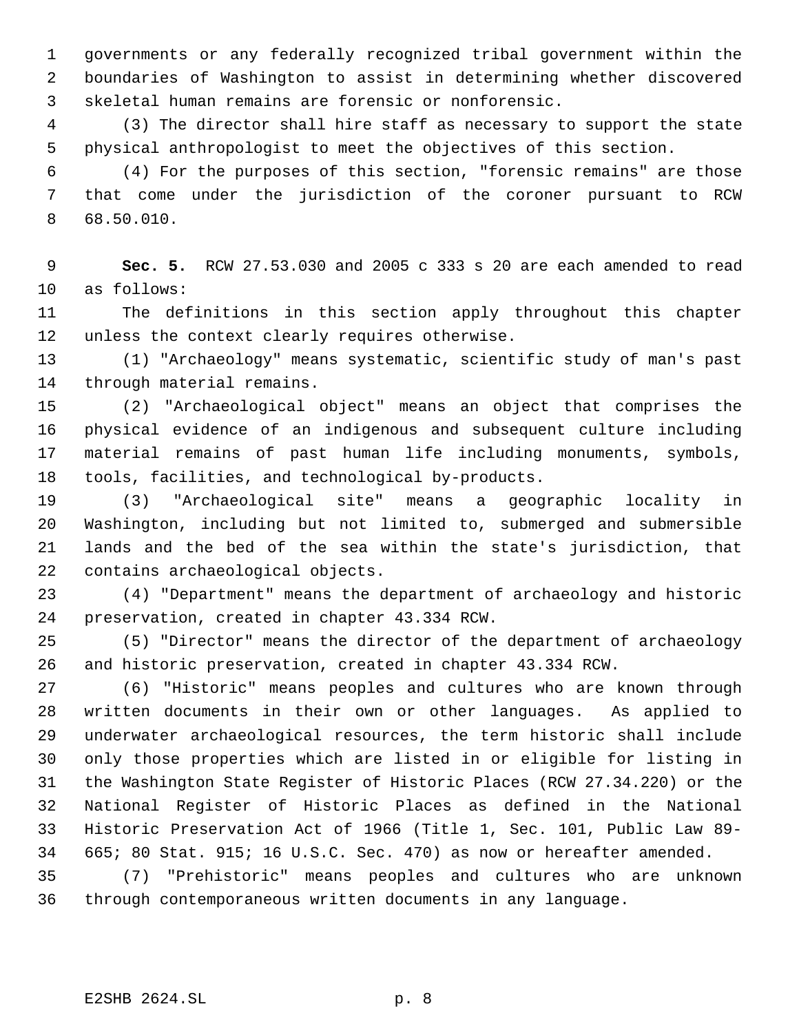governments or any federally recognized tribal government within the boundaries of Washington to assist in determining whether discovered skeletal human remains are forensic or nonforensic.

(3) The director shall hire staff as necessary to support the state physical anthropologist to meet the objectives of this section.

(4) For the purposes of this section, "forensic remains" are those that come under the jurisdiction of the coroner pursuant to RCW 68.50.010.

**Sec. 5.** RCW 27.53.030 and 2005 c 333 s 20 are each amended to read as follows:

The definitions in this section apply throughout this chapter unless the context clearly requires otherwise.

(1) "Archaeology" means systematic, scientific study of man's past through material remains.

(2) "Archaeological object" means an object that comprises the physical evidence of an indigenous and subsequent culture including material remains of past human life including monuments, symbols, tools, facilities, and technological by-products.

(3) "Archaeological site" means a geographic locality in Washington, including but not limited to, submerged and submersible lands and the bed of the sea within the state's jurisdiction, that contains archaeological objects.

(4) "Department" means the department of archaeology and historic preservation, created in chapter 43.334 RCW.

(5) "Director" means the director of the department of archaeology and historic preservation, created in chapter 43.334 RCW.

(6) "Historic" means peoples and cultures who are known through written documents in their own or other languages. As applied to underwater archaeological resources, the term historic shall include only those properties which are listed in or eligible for listing in the Washington State Register of Historic Places (RCW 27.34.220) or the National Register of Historic Places as defined in the National Historic Preservation Act of 1966 (Title 1, Sec. 101, Public Law 89-665; 80 Stat. 915; 16 U.S.C. Sec. 470) as now or hereafter amended.

(7) "Prehistoric" means peoples and cultures who are unknown through contemporaneous written documents in any language.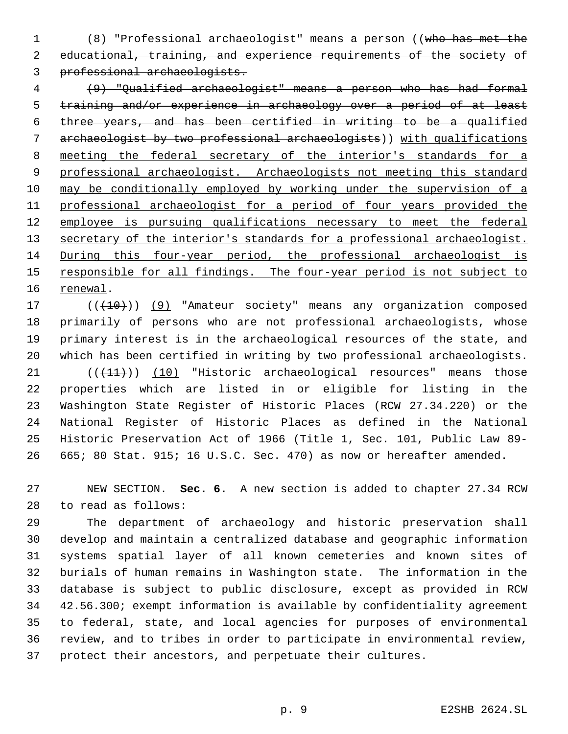(8) "Professional archaeologist" means a person ((~~who has met the educational, training, and experience requirements of the society of professional archaeologists.~~

~~(9) "Qualified archaeologist" means a person who has had formal training and/or experience in archaeology over a period of at least three years, and has been certified in writing to be a qualified archaeologist by two professional archaeologists~~)) <u>with qualifications meeting the federal secretary of the interior's standards for a professional archaeologist. Archaeologists not meeting this standard may be conditionally employed by working under the supervision of a professional archaeologist for a period of four years provided the employee is pursuing qualifications necessary to meet the federal secretary of the interior's standards for a professional archaeologist. During this four-year period, the professional archaeologist is responsible for all findings. The four-year period is not subject to renewal</u>.

((~~(10)~~)) <u>(9)</u> "Amateur society" means any organization composed primarily of persons who are not professional archaeologists, whose primary interest is in the archaeological resources of the state, and which has been certified in writing by two professional archaeologists.

((~~(11)~~)) <u>(10)</u> "Historic archaeological resources" means those properties which are listed in or eligible for listing in the Washington State Register of Historic Places (RCW 27.34.220) or the National Register of Historic Places as defined in the National Historic Preservation Act of 1966 (Title 1, Sec. 101, Public Law 89-665; 80 Stat. 915; 16 U.S.C. Sec. 470) as now or hereafter amended.

<u>NEW SECTION.</u> **Sec. 6.** A new section is added to chapter 27.34 RCW to read as follows:

The department of archaeology and historic preservation shall develop and maintain a centralized database and geographic information systems spatial layer of all known cemeteries and known sites of burials of human remains in Washington state. The information in the database is subject to public disclosure, except as provided in RCW 42.56.300; exempt information is available by confidentiality agreement to federal, state, and local agencies for purposes of environmental review, and to tribes in order to participate in environmental review, protect their ancestors, and perpetuate their cultures.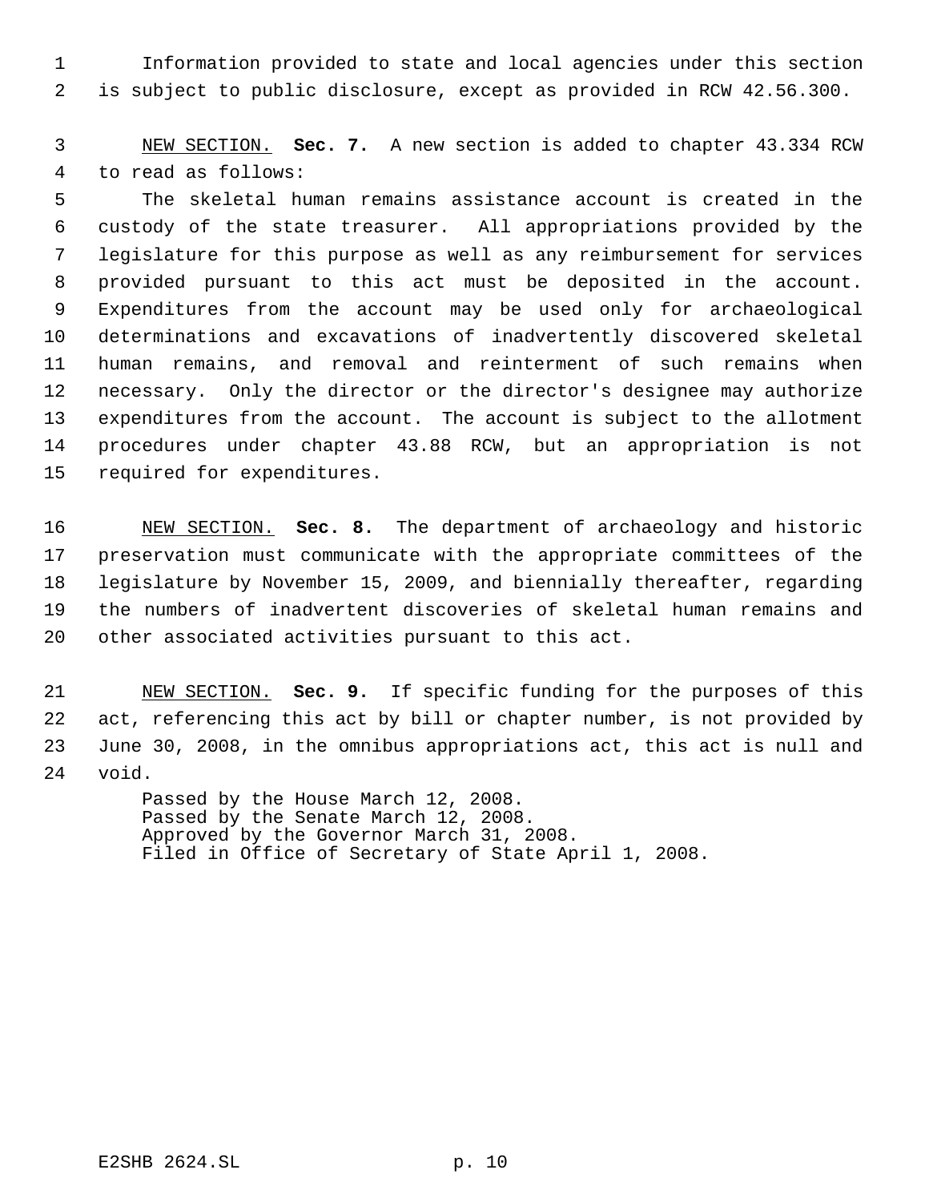Information provided to state and local agencies under this section is subject to public disclosure, except as provided in RCW 42.56.300.

NEW SECTION. **Sec. 7.** A new section is added to chapter 43.334 RCW to read as follows:

The skeletal human remains assistance account is created in the custody of the state treasurer. All appropriations provided by the legislature for this purpose as well as any reimbursement for services provided pursuant to this act must be deposited in the account. Expenditures from the account may be used only for archaeological determinations and excavations of inadvertently discovered skeletal human remains, and removal and reinterment of such remains when necessary. Only the director or the director's designee may authorize expenditures from the account. The account is subject to the allotment procedures under chapter 43.88 RCW, but an appropriation is not required for expenditures.

NEW SECTION. **Sec. 8.** The department of archaeology and historic preservation must communicate with the appropriate committees of the legislature by November 15, 2009, and biennially thereafter, regarding the numbers of inadvertent discoveries of skeletal human remains and other associated activities pursuant to this act.

NEW SECTION. **Sec. 9.** If specific funding for the purposes of this act, referencing this act by bill or chapter number, is not provided by June 30, 2008, in the omnibus appropriations act, this act is null and void.

Passed by the House March 12, 2008.
Passed by the Senate March 12, 2008.
Approved by the Governor March 31, 2008.
Filed in Office of Secretary of State April 1, 2008.